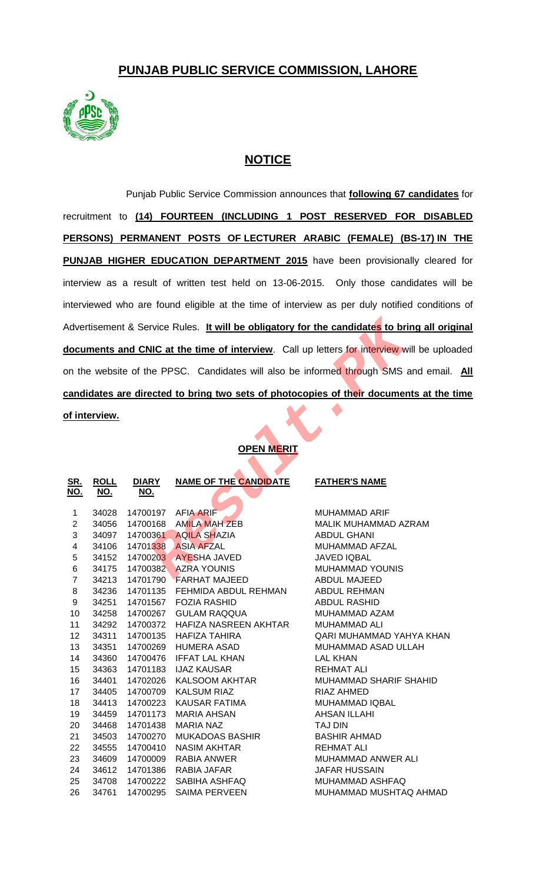## PUNJAB PUBLIC SERVICE COMMISSION, LAHORE

## NOTICE

Punjab Public Service Commission announces that **following 67 candidates** for recruitment to **(14) FOURTEEN (INCLUDING 1 POST RESERVED FOR DISABLED PERSONS) PERMANENT POSTS OF LECTURER ARABIC (FEMALE) (BS-17) IN THE PUNJAB HIGHER EDUCATION DEPARTMENT 2015** have been provisionally cleared for interview as a result of written test held on 13-06-2015. Only those candidates will be interviewed who are found eligible at the time of interview as per duly notified conditions of Advertisement & Service Rules. **It will be obligatory for the candidates to bring all original documents and CNIC at the time of interview**. Call up letters for interview will be uploaded on the website of the PPSC. Candidates will also be informed through SMS and email. **All candidates are directed to bring two sets of photocopies of their documents at the time of interview.**

### OPEN MERIT

| SR. NO. | ROLL NO. | DIARY NO. | NAME OF THE CANDIDATE | FATHER'S NAME |
|---|---|---|---|---|
| 1 | 34028 | 14700197 | AFIA ARIF | MUHAMMAD ARIF |
| 2 | 34056 | 14700168 | AMILA MAH ZEB | MALIK MUHAMMAD AZRAM |
| 3 | 34097 | 14700361 | AQILA SHAZIA | ABDUL GHANI |
| 4 | 34106 | 14701338 | ASIA AFZAL | MUHAMMAD AFZAL |
| 5 | 34152 | 14700203 | AYESHA JAVED | JAVED IQBAL |
| 6 | 34175 | 14700382 | AZRA YOUNIS | MUHAMMAD YOUNIS |
| 7 | 34213 | 14701790 | FARHAT MAJEED | ABDUL MAJEED |
| 8 | 34236 | 14701135 | FEHMIDA ABDUL REHMAN | ABDUL REHMAN |
| 9 | 34251 | 14701567 | FOZIA RASHID | ABDUL RASHID |
| 10 | 34258 | 14700267 | GULAM RAQQUA | MUHAMMAD AZAM |
| 11 | 34292 | 14700372 | HAFIZA NASREEN AKHTAR | MUHAMMAD ALI |
| 12 | 34311 | 14700135 | HAFIZA TAHIRA | QARI MUHAMMAD YAHYA KHAN |
| 13 | 34351 | 14700269 | HUMERA ASAD | MUHAMMAD ASAD ULLAH |
| 14 | 34360 | 14700476 | IFFAT LAL KHAN | LAL KHAN |
| 15 | 34363 | 14701183 | IJAZ KAUSAR | REHMAT ALI |
| 16 | 34401 | 14702026 | KALSOOM AKHTAR | MUHAMMAD SHARIF SHAHID |
| 17 | 34405 | 14700709 | KALSUM RIAZ | RIAZ AHMED |
| 18 | 34413 | 14700223 | KAUSAR FATIMA | MUHAMMAD IQBAL |
| 19 | 34459 | 14701173 | MARIA AHSAN | AHSAN ILLAHI |
| 20 | 34468 | 14701438 | MARIA NAZ | TAJ DIN |
| 21 | 34503 | 14700270 | MUKADOAS BASHIR | BASHIR AHMAD |
| 22 | 34555 | 14700410 | NASIM AKHTAR | REHMAT ALI |
| 23 | 34609 | 14700009 | RABIA ANWER | MUHAMMAD ANWER ALI |
| 24 | 34612 | 14701386 | RABIA JAFAR | JAFAR HUSSAIN |
| 25 | 34708 | 14700222 | SABIHA ASHFAQ | MUHAMMAD ASHFAQ |
| 26 | 34761 | 14700295 | SAIMA PERVEEN | MUHAMMAD MUSHTAQ AHMAD |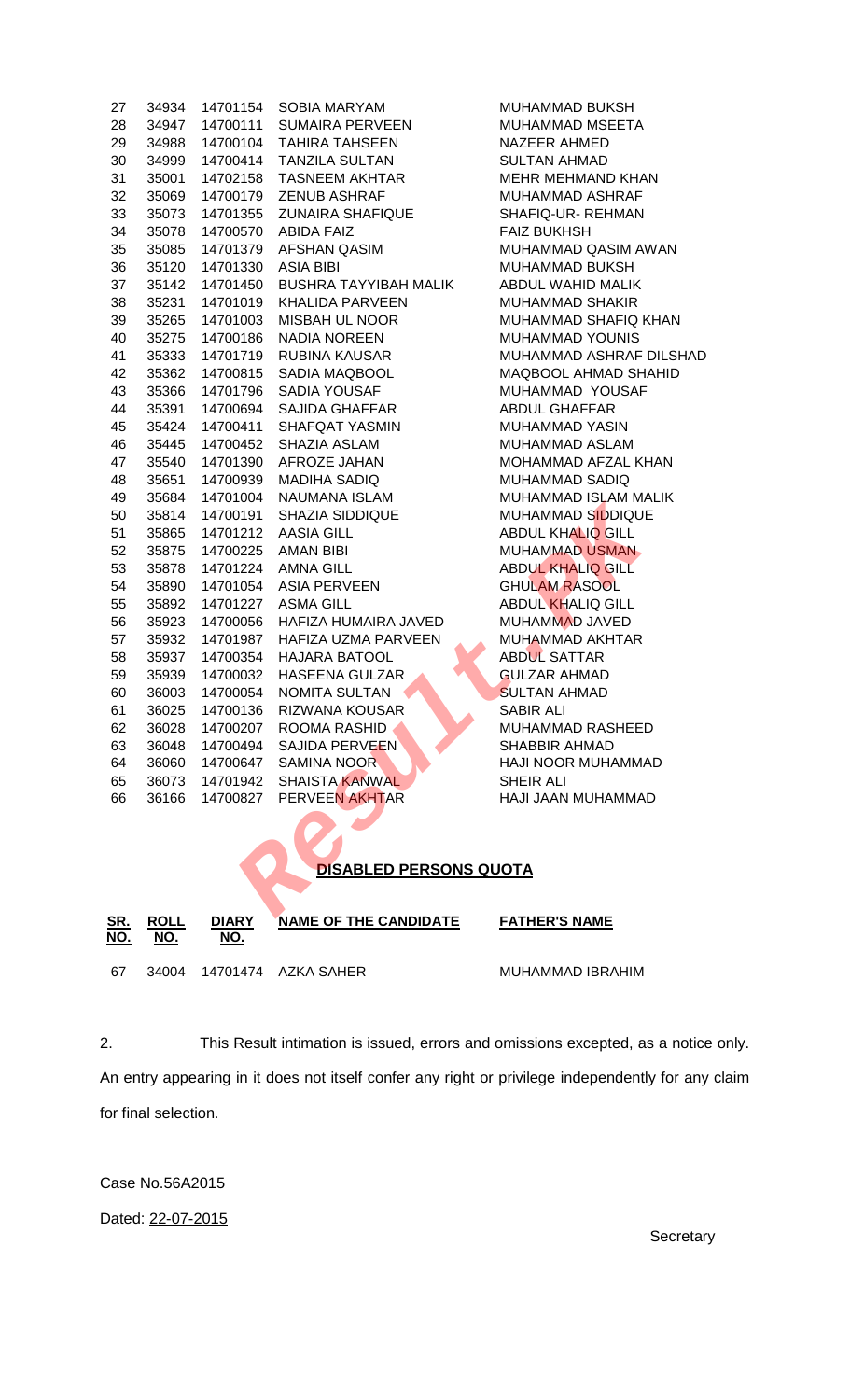| | | | | |
|---|---|---|---|---|
| 27 | 34934 | 14701154 | SOBIA MARYAM | MUHAMMAD BUKSH |
| 28 | 34947 | 14700111 | SUMAIRA PERVEEN | MUHAMMAD MSEETA |
| 29 | 34988 | 14700104 | TAHIRA TAHSEEN | NAZEER AHMED |
| 30 | 34999 | 14700414 | TANZILA SULTAN | SULTAN AHMAD |
| 31 | 35001 | 14702158 | TASNEEM AKHTAR | MEHR MEHMAND KHAN |
| 32 | 35069 | 14700179 | ZENUB ASHRAF | MUHAMMAD ASHRAF |
| 33 | 35073 | 14701355 | ZUNAIRA SHAFIQUE | SHAFIQ-UR- REHMAN |
| 34 | 35078 | 14700570 | ABIDA FAIZ | FAIZ BUKHSH |
| 35 | 35085 | 14701379 | AFSHAN QASIM | MUHAMMAD QASIM AWAN |
| 36 | 35120 | 14701330 | ASIA BIBI | MUHAMMAD BUKSH |
| 37 | 35142 | 14701450 | BUSHRA TAYYIBAH MALIK | ABDUL WAHID MALIK |
| 38 | 35231 | 14701019 | KHALIDA PARVEEN | MUHAMMAD SHAKIR |
| 39 | 35265 | 14701003 | MISBAH UL NOOR | MUHAMMAD SHAFIQ KHAN |
| 40 | 35275 | 14700186 | NADIA NOREEN | MUHAMMAD YOUNIS |
| 41 | 35333 | 14701719 | RUBINA KAUSAR | MUHAMMAD ASHRAF DILSHAD |
| 42 | 35362 | 14700815 | SADIA MAQBOOL | MAQBOOL AHMAD SHAHID |
| 43 | 35366 | 14701796 | SADIA YOUSAF | MUHAMMAD YOUSAF |
| 44 | 35391 | 14700694 | SAJIDA GHAFFAR | ABDUL GHAFFAR |
| 45 | 35424 | 14700411 | SHAFQAT YASMIN | MUHAMMAD YASIN |
| 46 | 35445 | 14700452 | SHAZIA ASLAM | MUHAMMAD ASLAM |
| 47 | 35540 | 14701390 | AFROZE JAHAN | MOHAMMAD AFZAL KHAN |
| 48 | 35651 | 14700939 | MADIHA SADIQ | MUHAMMAD SADIQ |
| 49 | 35684 | 14701004 | NAUMANA ISLAM | MUHAMMAD ISLAM MALIK |
| 50 | 35814 | 14700191 | SHAZIA SIDDIQUE | MUHAMMAD SIDDIQUE |
| 51 | 35865 | 14701212 | AASIA GILL | ABDUL KHALIQ GILL |
| 52 | 35875 | 14700225 | AMAN BIBI | MUHAMMAD USMAN |
| 53 | 35878 | 14701224 | AMNA GILL | ABDUL KHALIQ GILL |
| 54 | 35890 | 14701054 | ASIA PERVEEN | GHULAM RASOOL |
| 55 | 35892 | 14701227 | ASMA GILL | ABDUL KHALIQ GILL |
| 56 | 35923 | 14700056 | HAFIZA HUMAIRA JAVED | MUHAMMAD JAVED |
| 57 | 35932 | 14701987 | HAFIZA UZMA PARVEEN | MUHAMMAD AKHTAR |
| 58 | 35937 | 14700354 | HAJARA BATOOL | ABDUL SATTAR |
| 59 | 35939 | 14700032 | HASEENA GULZAR | GULZAR AHMAD |
| 60 | 36003 | 14700054 | NOMITA SULTAN | SULTAN AHMAD |
| 61 | 36025 | 14700136 | RIZWANA KOUSAR | SABIR ALI |
| 62 | 36028 | 14700207 | ROOMA RASHID | MUHAMMAD RASHEED |
| 63 | 36048 | 14700494 | SAJIDA PERVEEN | SHABBIR AHMAD |
| 64 | 36060 | 14700647 | SAMINA NOOR | HAJI NOOR MUHAMMAD |
| 65 | 36073 | 14701942 | SHAISTA KANWAL | SHEIR ALI |
| 66 | 36166 | 14700827 | PERVEEN AKHTAR | HAJI JAAN MUHAMMAD |

## DISABLED PERSONS QUOTA

| SR. NO. | ROLL NO. | DIARY NO. | NAME OF THE CANDIDATE | FATHER'S NAME |
|---|---|---|---|---|
| 67 | 34004 | 14701474 | AZKA SAHER | MUHAMMAD IBRAHIM |

2. This Result intimation is issued, errors and omissions excepted, as a notice only. An entry appearing in it does not itself confer any right or privilege independently for any claim for final selection.

Case No.56A2015

Dated: 22-07-2015

Secretary